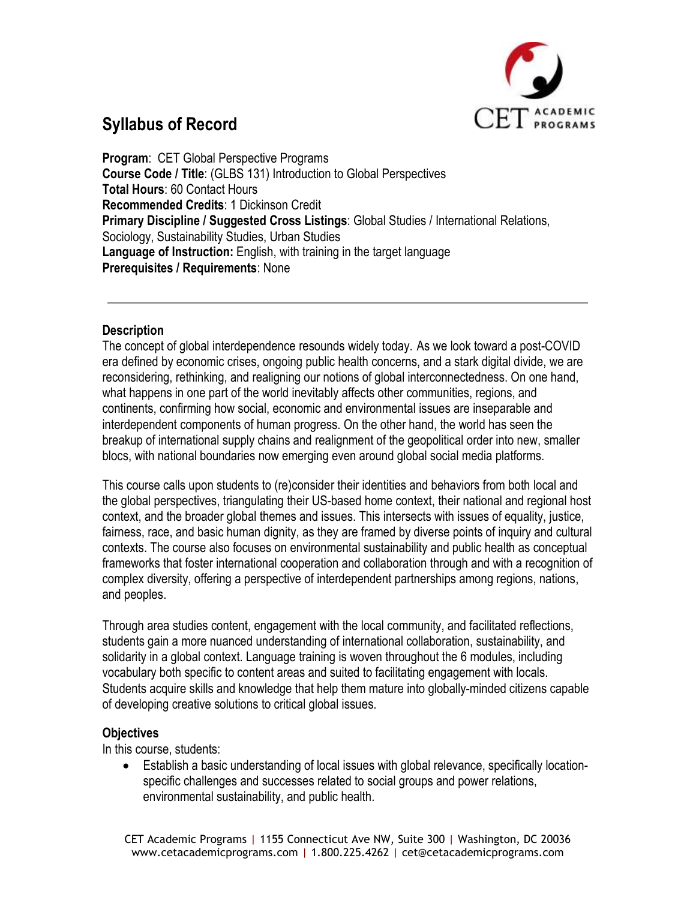# Syllabus of Record

**Program**: CET Global Perspective Programs
**Course Code / Title**: (GLBS 131) Introduction to Global Perspectives
**Total Hours**: 60 Contact Hours
**Recommended Credits**: 1 Dickinson Credit
**Primary Discipline / Suggested Cross Listings**: Global Studies / International Relations, Sociology, Sustainability Studies, Urban Studies
**Language of Instruction:** English, with training in the target language
**Prerequisites / Requirements**: None

---

## Description

The concept of global interdependence resounds widely today. As we look toward a post-COVID era defined by economic crises, ongoing public health concerns, and a stark digital divide, we are reconsidering, rethinking, and realigning our notions of global interconnectedness. On one hand, what happens in one part of the world inevitably affects other communities, regions, and continents, confirming how social, economic and environmental issues are inseparable and interdependent components of human progress. On the other hand, the world has seen the breakup of international supply chains and realignment of the geopolitical order into new, smaller blocs, with national boundaries now emerging even around global social media platforms.

This course calls upon students to (re)consider their identities and behaviors from both local and the global perspectives, triangulating their US-based home context, their national and regional host context, and the broader global themes and issues. This intersects with issues of equality, justice, fairness, race, and basic human dignity, as they are framed by diverse points of inquiry and cultural contexts. The course also focuses on environmental sustainability and public health as conceptual frameworks that foster international cooperation and collaboration through and with a recognition of complex diversity, offering a perspective of interdependent partnerships among regions, nations, and peoples.

Through area studies content, engagement with the local community, and facilitated reflections, students gain a more nuanced understanding of international collaboration, sustainability, and solidarity in a global context. Language training is woven throughout the 6 modules, including vocabulary both specific to content areas and suited to facilitating engagement with locals. Students acquire skills and knowledge that help them mature into globally-minded citizens capable of developing creative solutions to critical global issues.

## Objectives

In this course, students:

- Establish a basic understanding of local issues with global relevance, specifically location-specific challenges and successes related to social groups and power relations, environmental sustainability, and public health.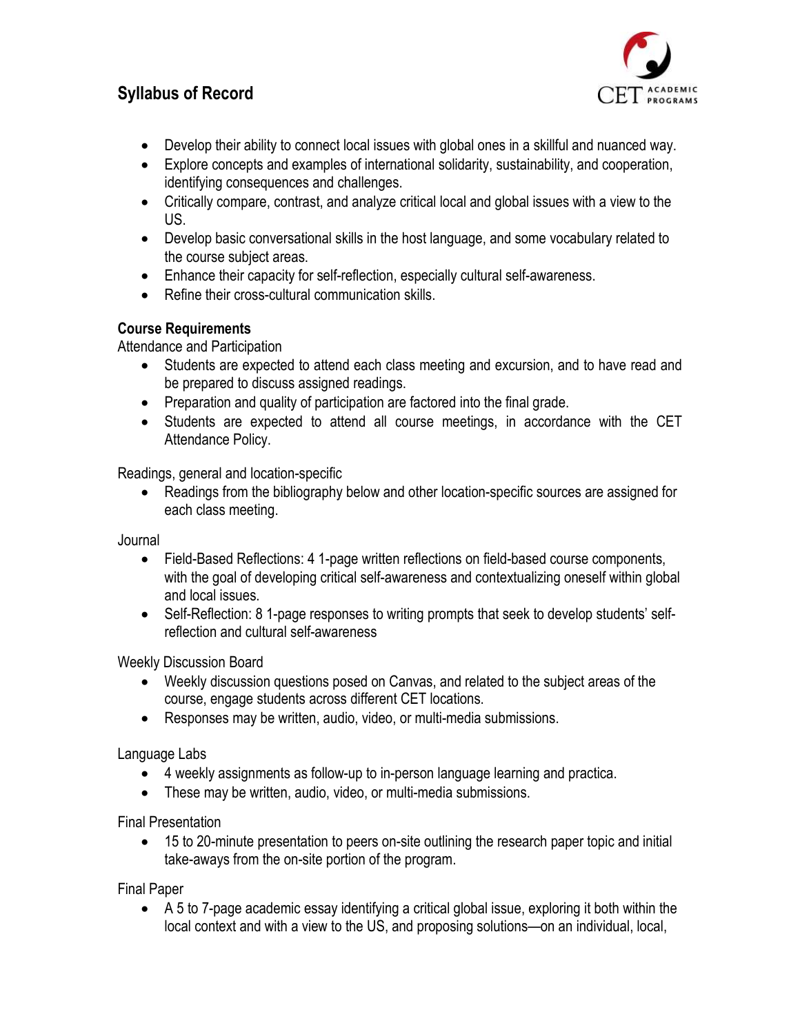- Develop their ability to connect local issues with global ones in a skillful and nuanced way.
- Explore concepts and examples of international solidarity, sustainability, and cooperation, identifying consequences and challenges.
- Critically compare, contrast, and analyze critical local and global issues with a view to the US.
- Develop basic conversational skills in the host language, and some vocabulary related to the course subject areas.
- Enhance their capacity for self-reflection, especially cultural self-awareness.
- Refine their cross-cultural communication skills.

**Course Requirements**

Attendance and Participation

- Students are expected to attend each class meeting and excursion, and to have read and be prepared to discuss assigned readings.
- Preparation and quality of participation are factored into the final grade.
- Students are expected to attend all course meetings, in accordance with the CET Attendance Policy.

Readings, general and location-specific

- Readings from the bibliography below and other location-specific sources are assigned for each class meeting.

Journal

- Field-Based Reflections: 4 1-page written reflections on field-based course components, with the goal of developing critical self-awareness and contextualizing oneself within global and local issues.
- Self-Reflection: 8 1-page responses to writing prompts that seek to develop students' self-reflection and cultural self-awareness

Weekly Discussion Board

- Weekly discussion questions posed on Canvas, and related to the subject areas of the course, engage students across different CET locations.
- Responses may be written, audio, video, or multi-media submissions.

Language Labs

- 4 weekly assignments as follow-up to in-person language learning and practica.
- These may be written, audio, video, or multi-media submissions.

Final Presentation

- 15 to 20-minute presentation to peers on-site outlining the research paper topic and initial take-aways from the on-site portion of the program.

Final Paper

- A 5 to 7-page academic essay identifying a critical global issue, exploring it both within the local context and with a view to the US, and proposing solutions—on an individual, local,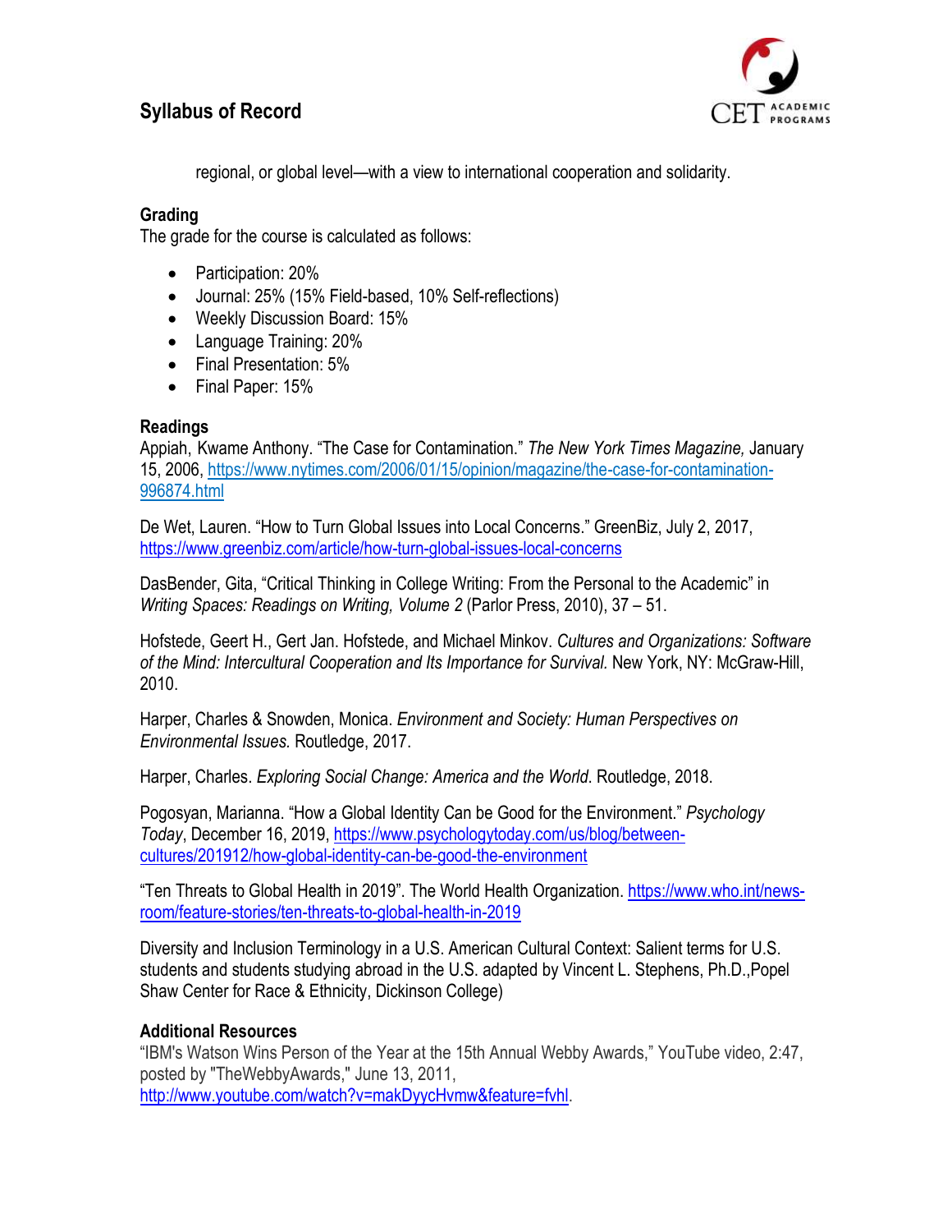regional, or global level—with a view to international cooperation and solidarity.

## Grading

The grade for the course is calculated as follows:

- Participation: 20%
- Journal: 25% (15% Field-based, 10% Self-reflections)
- Weekly Discussion Board: 15%
- Language Training: 20%
- Final Presentation: 5%
- Final Paper: 15%

## Readings

Appiah, Kwame Anthony. "The Case for Contamination." *The New York Times Magazine,* January 15, 2006, https://www.nytimes.com/2006/01/15/opinion/magazine/the-case-for-contamination-996874.html

De Wet, Lauren. "How to Turn Global Issues into Local Concerns." GreenBiz, July 2, 2017, https://www.greenbiz.com/article/how-turn-global-issues-local-concerns

DasBender, Gita, "Critical Thinking in College Writing: From the Personal to the Academic" in *Writing Spaces: Readings on Writing, Volume 2* (Parlor Press, 2010), 37 – 51.

Hofstede, Geert H., Gert Jan. Hofstede, and Michael Minkov. *Cultures and Organizations: Software of the Mind: Intercultural Cooperation and Its Importance for Survival.* New York, NY: McGraw-Hill, 2010.

Harper, Charles & Snowden, Monica. *Environment and Society: Human Perspectives on Environmental Issues.* Routledge, 2017.

Harper, Charles. *Exploring Social Change: America and the World*. Routledge, 2018.

Pogosyan, Marianna. "How a Global Identity Can be Good for the Environment." *Psychology Today*, December 16, 2019, https://www.psychologytoday.com/us/blog/between-cultures/201912/how-global-identity-can-be-good-the-environment

"Ten Threats to Global Health in 2019". The World Health Organization. https://www.who.int/news-room/feature-stories/ten-threats-to-global-health-in-2019

Diversity and Inclusion Terminology in a U.S. American Cultural Context: Salient terms for U.S. students and students studying abroad in the U.S. adapted by Vincent L. Stephens, Ph.D.,Popel Shaw Center for Race & Ethnicity, Dickinson College)

## Additional Resources

"IBM's Watson Wins Person of the Year at the 15th Annual Webby Awards," YouTube video, 2:47, posted by "TheWebbyAwards," June 13, 2011, http://www.youtube.com/watch?v=makDyycHvmw&feature=fvhl.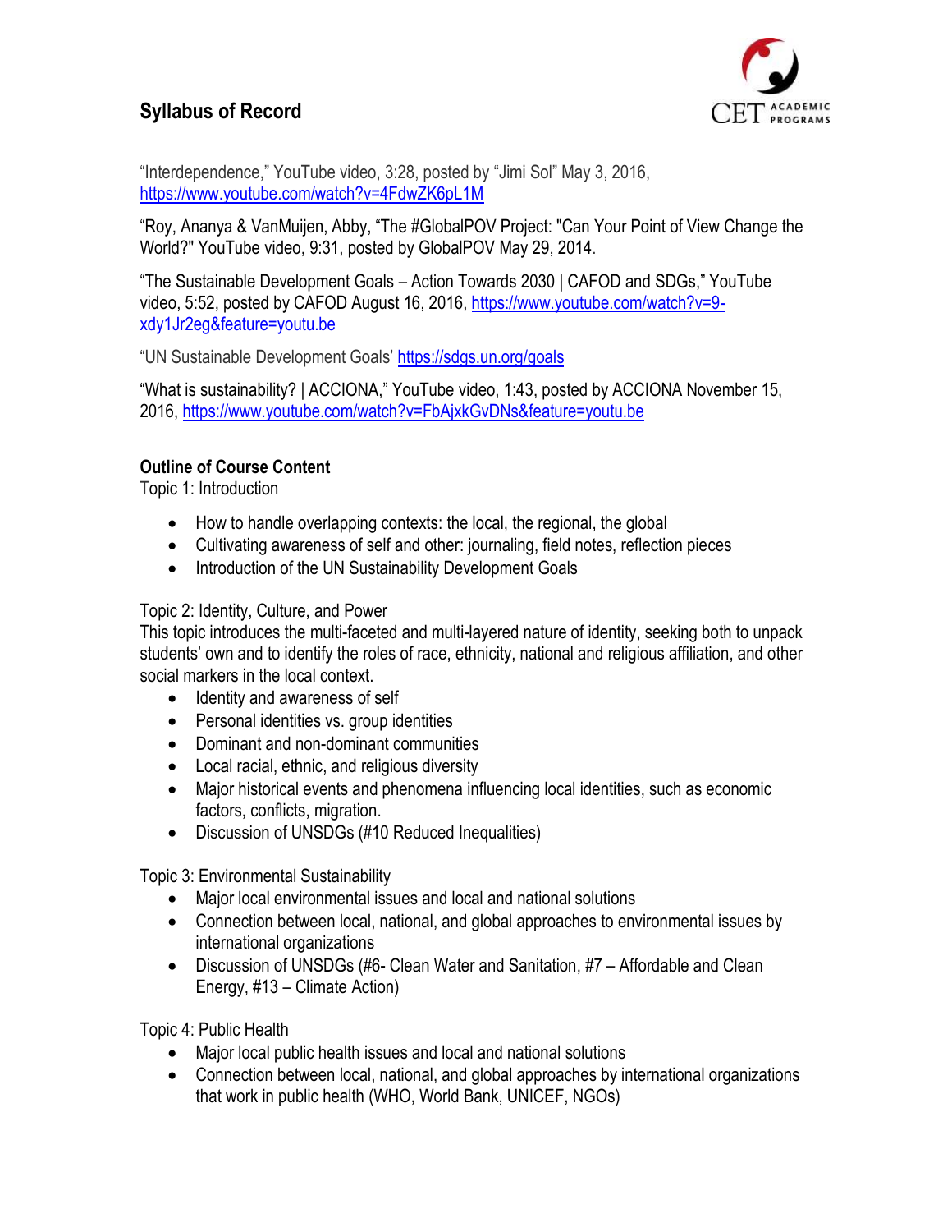"Interdependence," YouTube video, 3:28, posted by "Jimi Sol" May 3, 2016, https://www.youtube.com/watch?v=4FdwZK6pL1M

"Roy, Ananya & VanMuijen, Abby, "The #GlobalPOV Project: "Can Your Point of View Change the World?" YouTube video, 9:31, posted by GlobalPOV May 29, 2014.

"The Sustainable Development Goals – Action Towards 2030 | CAFOD and SDGs," YouTube video, 5:52, posted by CAFOD August 16, 2016, https://www.youtube.com/watch?v=9-xdy1Jr2eg&feature=youtu.be

"UN Sustainable Development Goals' https://sdgs.un.org/goals

"What is sustainability? | ACCIONA," YouTube video, 1:43, posted by ACCIONA November 15, 2016, https://www.youtube.com/watch?v=FbAjxkGvDNs&feature=youtu.be

**Outline of Course Content**

Topic 1: Introduction

- How to handle overlapping contexts: the local, the regional, the global
- Cultivating awareness of self and other: journaling, field notes, reflection pieces
- Introduction of the UN Sustainability Development Goals

Topic 2: Identity, Culture, and Power

This topic introduces the multi-faceted and multi-layered nature of identity, seeking both to unpack students' own and to identify the roles of race, ethnicity, national and religious affiliation, and other social markers in the local context.

- Identity and awareness of self
- Personal identities vs. group identities
- Dominant and non-dominant communities
- Local racial, ethnic, and religious diversity
- Major historical events and phenomena influencing local identities, such as economic factors, conflicts, migration.
- Discussion of UNSDGs (#10 Reduced Inequalities)

Topic 3: Environmental Sustainability

- Major local environmental issues and local and national solutions
- Connection between local, national, and global approaches to environmental issues by international organizations
- Discussion of UNSDGs (#6- Clean Water and Sanitation, #7 – Affordable and Clean Energy, #13 – Climate Action)

Topic 4: Public Health

- Major local public health issues and local and national solutions
- Connection between local, national, and global approaches by international organizations that work in public health (WHO, World Bank, UNICEF, NGOs)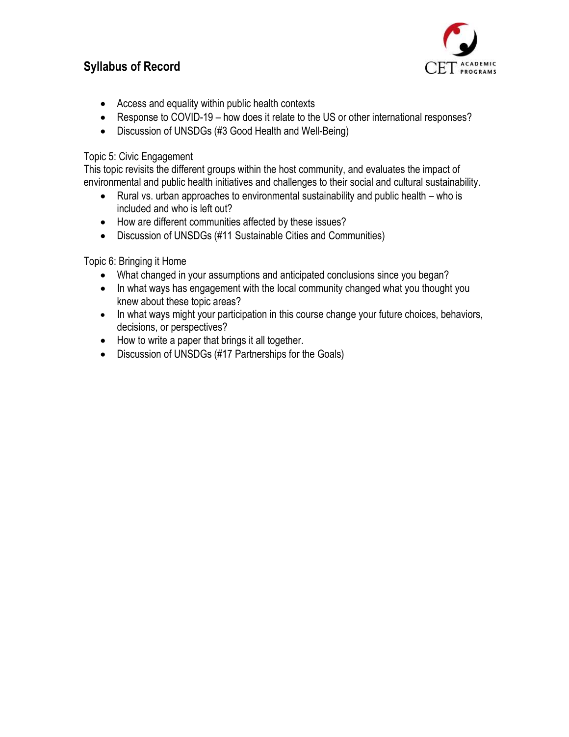- Access and equality within public health contexts
- Response to COVID-19 – how does it relate to the US or other international responses?
- Discussion of UNSDGs (#3 Good Health and Well-Being)

Topic 5: Civic Engagement

This topic revisits the different groups within the host community, and evaluates the impact of environmental and public health initiatives and challenges to their social and cultural sustainability.

- Rural vs. urban approaches to environmental sustainability and public health – who is included and who is left out?
- How are different communities affected by these issues?
- Discussion of UNSDGs (#11 Sustainable Cities and Communities)

Topic 6: Bringing it Home

- What changed in your assumptions and anticipated conclusions since you began?
- In what ways has engagement with the local community changed what you thought you knew about these topic areas?
- In what ways might your participation in this course change your future choices, behaviors, decisions, or perspectives?
- How to write a paper that brings it all together.
- Discussion of UNSDGs (#17 Partnerships for the Goals)